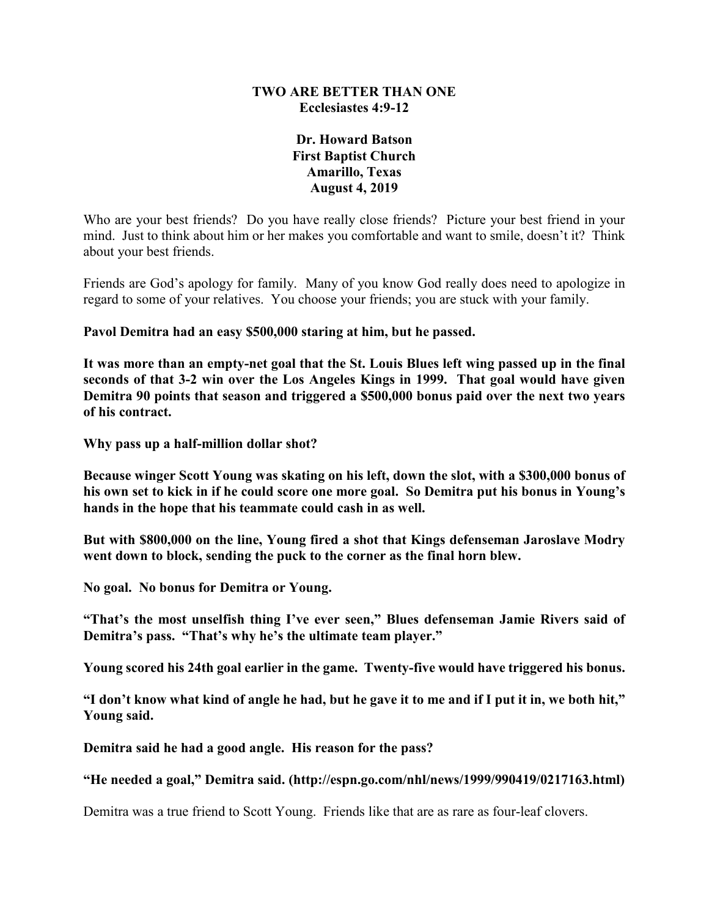# TWO ARE BETTER THAN ONE
## Ecclesiastes 4:9-12

**Dr. Howard Batson**
**First Baptist Church**
**Amarillo, Texas**
**August 4, 2019**

Who are your best friends? Do you have really close friends? Picture your best friend in your mind. Just to think about him or her makes you comfortable and want to smile, doesn't it? Think about your best friends.

Friends are God's apology for family. Many of you know God really does need to apologize in regard to some of your relatives. You choose your friends; you are stuck with your family.

**Pavol Demitra had an easy $500,000 staring at him, but he passed.**

**It was more than an empty-net goal that the St. Louis Blues left wing passed up in the final seconds of that 3-2 win over the Los Angeles Kings in 1999. That goal would have given Demitra 90 points that season and triggered a $500,000 bonus paid over the next two years of his contract.**

**Why pass up a half-million dollar shot?**

**Because winger Scott Young was skating on his left, down the slot, with a $300,000 bonus of his own set to kick in if he could score one more goal. So Demitra put his bonus in Young's hands in the hope that his teammate could cash in as well.**

**But with $800,000 on the line, Young fired a shot that Kings defenseman Jaroslave Modry went down to block, sending the puck to the corner as the final horn blew.**

**No goal. No bonus for Demitra or Young.**

**"That's the most unselfish thing I've ever seen," Blues defenseman Jamie Rivers said of Demitra's pass. "That's why he's the ultimate team player."**

**Young scored his 24th goal earlier in the game. Twenty-five would have triggered his bonus.**

**"I don't know what kind of angle he had, but he gave it to me and if I put it in, we both hit," Young said.**

**Demitra said he had a good angle. His reason for the pass?**

**"He needed a goal," Demitra said. (http://espn.go.com/nhl/news/1999/990419/0217163.html)**

Demitra was a true friend to Scott Young. Friends like that are as rare as four-leaf clovers.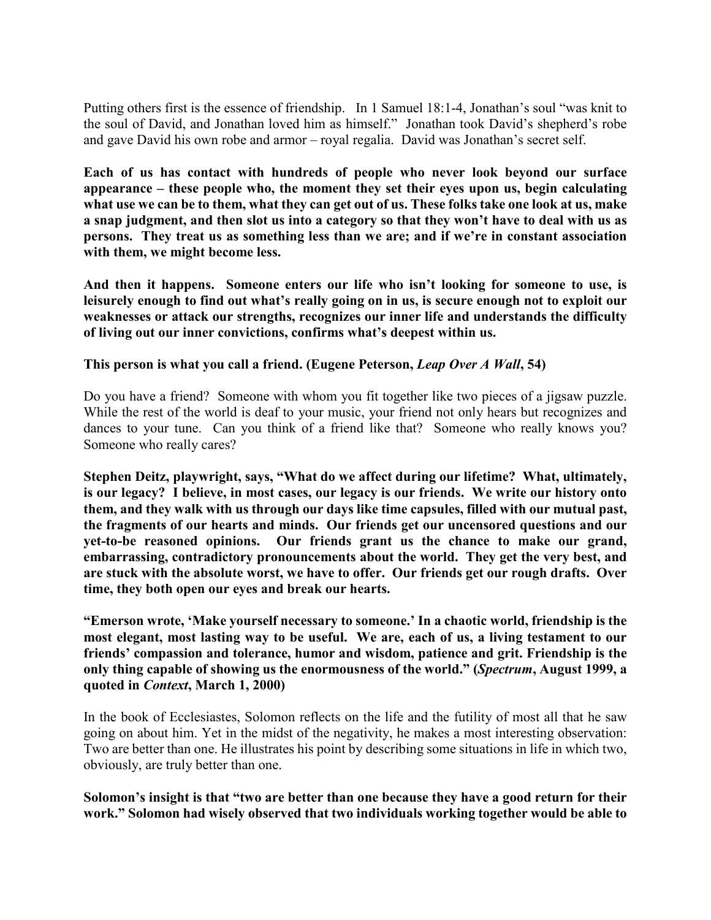Putting others first is the essence of friendship. In 1 Samuel 18:1-4, Jonathan's soul "was knit to the soul of David, and Jonathan loved him as himself." Jonathan took David's shepherd's robe and gave David his own robe and armor – royal regalia. David was Jonathan's secret self.

**Each of us has contact with hundreds of people who never look beyond our surface appearance – these people who, the moment they set their eyes upon us, begin calculating what use we can be to them, what they can get out of us. These folks take one look at us, make a snap judgment, and then slot us into a category so that they won't have to deal with us as persons. They treat us as something less than we are; and if we're in constant association with them, we might become less.**

**And then it happens. Someone enters our life who isn't looking for someone to use, is leisurely enough to find out what's really going on in us, is secure enough not to exploit our weaknesses or attack our strengths, recognizes our inner life and understands the difficulty of living out our inner convictions, confirms what's deepest within us.**

**This person is what you call a friend. (Eugene Peterson, *Leap Over A Wall*, 54)**

Do you have a friend? Someone with whom you fit together like two pieces of a jigsaw puzzle. While the rest of the world is deaf to your music, your friend not only hears but recognizes and dances to your tune. Can you think of a friend like that? Someone who really knows you? Someone who really cares?

**Stephen Deitz, playwright, says, "What do we affect during our lifetime? What, ultimately, is our legacy? I believe, in most cases, our legacy is our friends. We write our history onto them, and they walk with us through our days like time capsules, filled with our mutual past, the fragments of our hearts and minds. Our friends get our uncensored questions and our yet-to-be reasoned opinions. Our friends grant us the chance to make our grand, embarrassing, contradictory pronouncements about the world. They get the very best, and are stuck with the absolute worst, we have to offer. Our friends get our rough drafts. Over time, they both open our eyes and break our hearts.**

**"Emerson wrote, 'Make yourself necessary to someone.' In a chaotic world, friendship is the most elegant, most lasting way to be useful. We are, each of us, a living testament to our friends' compassion and tolerance, humor and wisdom, patience and grit. Friendship is the only thing capable of showing us the enormousness of the world." (*Spectrum*, August 1999, a quoted in *Context*, March 1, 2000)**

In the book of Ecclesiastes, Solomon reflects on the life and the futility of most all that he saw going on about him. Yet in the midst of the negativity, he makes a most interesting observation: Two are better than one. He illustrates his point by describing some situations in life in which two, obviously, are truly better than one.

**Solomon's insight is that "two are better than one because they have a good return for their work." Solomon had wisely observed that two individuals working together would be able to**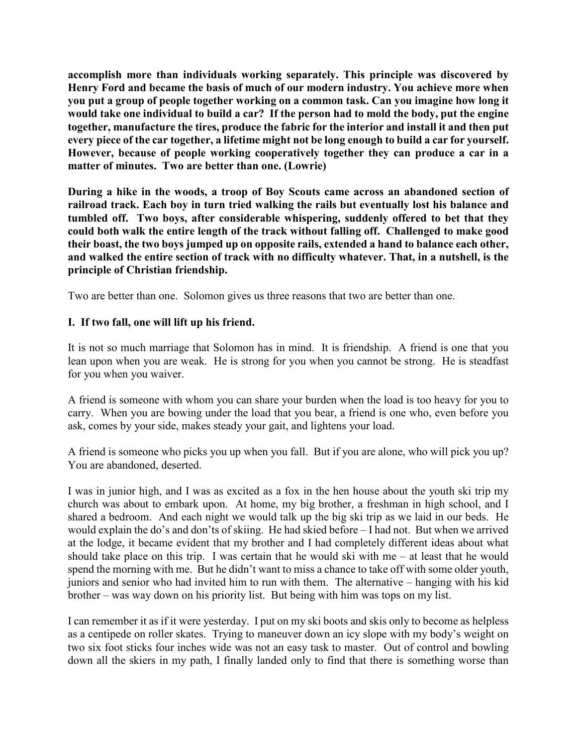**accomplish more than individuals working separately. This principle was discovered by Henry Ford and became the basis of much of our modern industry. You achieve more when you put a group of people together working on a common task. Can you imagine how long it would take one individual to build a car? If the person had to mold the body, put the engine together, manufacture the tires, produce the fabric for the interior and install it and then put every piece of the car together, a lifetime might not be long enough to build a car for yourself. However, because of people working cooperatively together they can produce a car in a matter of minutes. Two are better than one. (Lowrie)**

**During a hike in the woods, a troop of Boy Scouts came across an abandoned section of railroad track. Each boy in turn tried walking the rails but eventually lost his balance and tumbled off. Two boys, after considerable whispering, suddenly offered to bet that they could both walk the entire length of the track without falling off. Challenged to make good their boast, the two boys jumped up on opposite rails, extended a hand to balance each other, and walked the entire section of track with no difficulty whatever. That, in a nutshell, is the principle of Christian friendship.**

Two are better than one. Solomon gives us three reasons that two are better than one.

**I. If two fall, one will lift up his friend.**

It is not so much marriage that Solomon has in mind. It is friendship. A friend is one that you lean upon when you are weak. He is strong for you when you cannot be strong. He is steadfast for you when you waiver.

A friend is someone with whom you can share your burden when the load is too heavy for you to carry. When you are bowing under the load that you bear, a friend is one who, even before you ask, comes by your side, makes steady your gait, and lightens your load.

A friend is someone who picks you up when you fall. But if you are alone, who will pick you up? You are abandoned, deserted.

I was in junior high, and I was as excited as a fox in the hen house about the youth ski trip my church was about to embark upon. At home, my big brother, a freshman in high school, and I shared a bedroom. And each night we would talk up the big ski trip as we laid in our beds. He would explain the do's and don'ts of skiing. He had skied before – I had not. But when we arrived at the lodge, it became evident that my brother and I had completely different ideas about what should take place on this trip. I was certain that he would ski with me – at least that he would spend the morning with me. But he didn't want to miss a chance to take off with some older youth, juniors and senior who had invited him to run with them. The alternative – hanging with his kid brother – was way down on his priority list. But being with him was tops on my list.

I can remember it as if it were yesterday. I put on my ski boots and skis only to become as helpless as a centipede on roller skates. Trying to maneuver down an icy slope with my body's weight on two six foot sticks four inches wide was not an easy task to master. Out of control and bowling down all the skiers in my path, I finally landed only to find that there is something worse than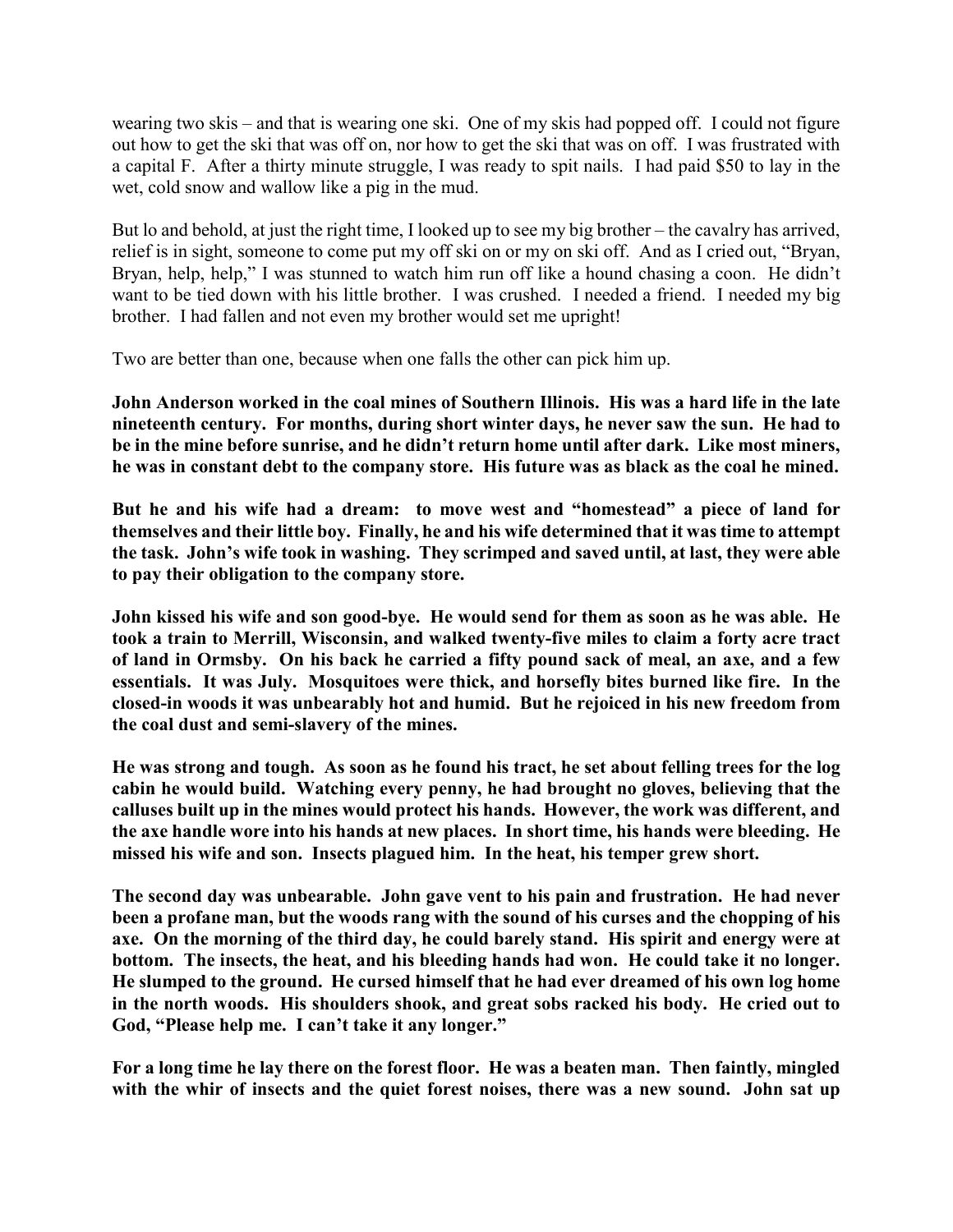wearing two skis – and that is wearing one ski. One of my skis had popped off. I could not figure out how to get the ski that was off on, nor how to get the ski that was on off. I was frustrated with a capital F. After a thirty minute struggle, I was ready to spit nails. I had paid $50 to lay in the wet, cold snow and wallow like a pig in the mud.

But lo and behold, at just the right time, I looked up to see my big brother – the cavalry has arrived, relief is in sight, someone to come put my off ski on or my on ski off. And as I cried out, "Bryan, Bryan, help, help," I was stunned to watch him run off like a hound chasing a coon. He didn't want to be tied down with his little brother. I was crushed. I needed a friend. I needed my big brother. I had fallen and not even my brother would set me upright!

Two are better than one, because when one falls the other can pick him up.

**John Anderson worked in the coal mines of Southern Illinois. His was a hard life in the late nineteenth century. For months, during short winter days, he never saw the sun. He had to be in the mine before sunrise, and he didn't return home until after dark. Like most miners, he was in constant debt to the company store. His future was as black as the coal he mined.**

**But he and his wife had a dream: to move west and "homestead" a piece of land for themselves and their little boy. Finally, he and his wife determined that it was time to attempt the task. John's wife took in washing. They scrimped and saved until, at last, they were able to pay their obligation to the company store.**

**John kissed his wife and son good-bye. He would send for them as soon as he was able. He took a train to Merrill, Wisconsin, and walked twenty-five miles to claim a forty acre tract of land in Ormsby. On his back he carried a fifty pound sack of meal, an axe, and a few essentials. It was July. Mosquitoes were thick, and horsefly bites burned like fire. In the closed-in woods it was unbearably hot and humid. But he rejoiced in his new freedom from the coal dust and semi-slavery of the mines.**

**He was strong and tough. As soon as he found his tract, he set about felling trees for the log cabin he would build. Watching every penny, he had brought no gloves, believing that the calluses built up in the mines would protect his hands. However, the work was different, and the axe handle wore into his hands at new places. In short time, his hands were bleeding. He missed his wife and son. Insects plagued him. In the heat, his temper grew short.**

**The second day was unbearable. John gave vent to his pain and frustration. He had never been a profane man, but the woods rang with the sound of his curses and the chopping of his axe. On the morning of the third day, he could barely stand. His spirit and energy were at bottom. The insects, the heat, and his bleeding hands had won. He could take it no longer. He slumped to the ground. He cursed himself that he had ever dreamed of his own log home in the north woods. His shoulders shook, and great sobs racked his body. He cried out to God, "Please help me. I can't take it any longer."**

**For a long time he lay there on the forest floor. He was a beaten man. Then faintly, mingled with the whir of insects and the quiet forest noises, there was a new sound. John sat up**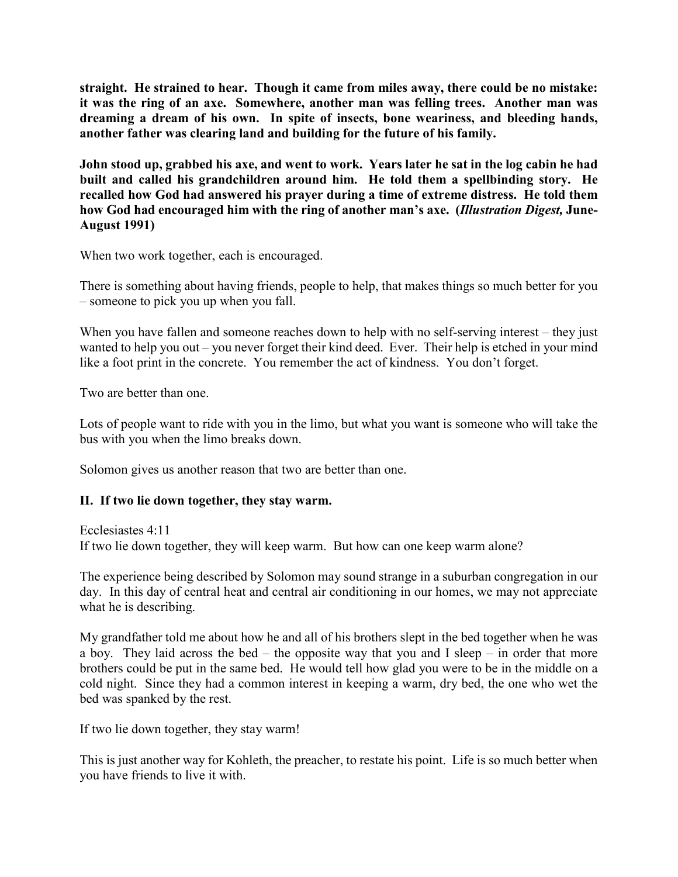**straight. He strained to hear. Though it came from miles away, there could be no mistake: it was the ring of an axe. Somewhere, another man was felling trees. Another man was dreaming a dream of his own. In spite of insects, bone weariness, and bleeding hands, another father was clearing land and building for the future of his family.**

**John stood up, grabbed his axe, and went to work. Years later he sat in the log cabin he had built and called his grandchildren around him. He told them a spellbinding story. He recalled how God had answered his prayer during a time of extreme distress. He told them how God had encouraged him with the ring of another man's axe. (*Illustration Digest,* June-August 1991)**

When two work together, each is encouraged.

There is something about having friends, people to help, that makes things so much better for you – someone to pick you up when you fall.

When you have fallen and someone reaches down to help with no self-serving interest – they just wanted to help you out – you never forget their kind deed. Ever. Their help is etched in your mind like a foot print in the concrete. You remember the act of kindness. You don't forget.

Two are better than one.

Lots of people want to ride with you in the limo, but what you want is someone who will take the bus with you when the limo breaks down.

Solomon gives us another reason that two are better than one.

## II. If two lie down together, they stay warm.

Ecclesiastes 4:11
If two lie down together, they will keep warm. But how can one keep warm alone?

The experience being described by Solomon may sound strange in a suburban congregation in our day. In this day of central heat and central air conditioning in our homes, we may not appreciate what he is describing.

My grandfather told me about how he and all of his brothers slept in the bed together when he was a boy. They laid across the bed – the opposite way that you and I sleep – in order that more brothers could be put in the same bed. He would tell how glad you were to be in the middle on a cold night. Since they had a common interest in keeping a warm, dry bed, the one who wet the bed was spanked by the rest.

If two lie down together, they stay warm!

This is just another way for Kohleth, the preacher, to restate his point. Life is so much better when you have friends to live it with.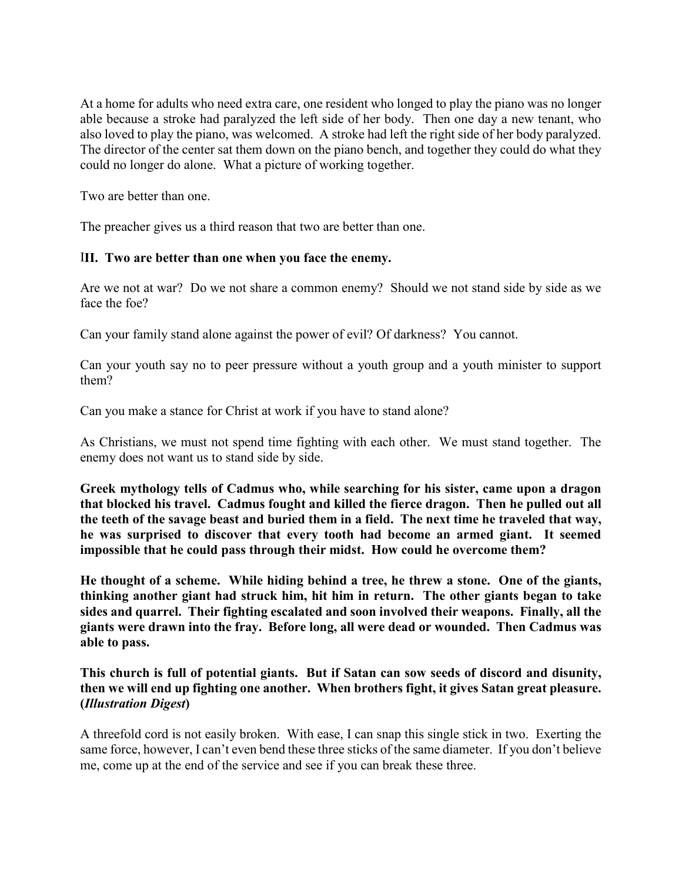At a home for adults who need extra care, one resident who longed to play the piano was no longer able because a stroke had paralyzed the left side of her body. Then one day a new tenant, who also loved to play the piano, was welcomed. A stroke had left the right side of her body paralyzed. The director of the center sat them down on the piano bench, and together they could do what they could no longer do alone. What a picture of working together.

Two are better than one.

The preacher gives us a third reason that two are better than one.

**III. Two are better than one when you face the enemy.**

Are we not at war? Do we not share a common enemy? Should we not stand side by side as we face the foe?

Can your family stand alone against the power of evil? Of darkness? You cannot.

Can your youth say no to peer pressure without a youth group and a youth minister to support them?

Can you make a stance for Christ at work if you have to stand alone?

As Christians, we must not spend time fighting with each other. We must stand together. The enemy does not want us to stand side by side.

**Greek mythology tells of Cadmus who, while searching for his sister, came upon a dragon that blocked his travel. Cadmus fought and killed the fierce dragon. Then he pulled out all the teeth of the savage beast and buried them in a field. The next time he traveled that way, he was surprised to discover that every tooth had become an armed giant. It seemed impossible that he could pass through their midst. How could he overcome them?**

**He thought of a scheme. While hiding behind a tree, he threw a stone. One of the giants, thinking another giant had struck him, hit him in return. The other giants began to take sides and quarrel. Their fighting escalated and soon involved their weapons. Finally, all the giants were drawn into the fray. Before long, all were dead or wounded. Then Cadmus was able to pass.**

**This church is full of potential giants. But if Satan can sow seeds of discord and disunity, then we will end up fighting one another. When brothers fight, it gives Satan great pleasure. (*Illustration Digest*)**

A threefold cord is not easily broken. With ease, I can snap this single stick in two. Exerting the same force, however, I can't even bend these three sticks of the same diameter. If you don't believe me, come up at the end of the service and see if you can break these three.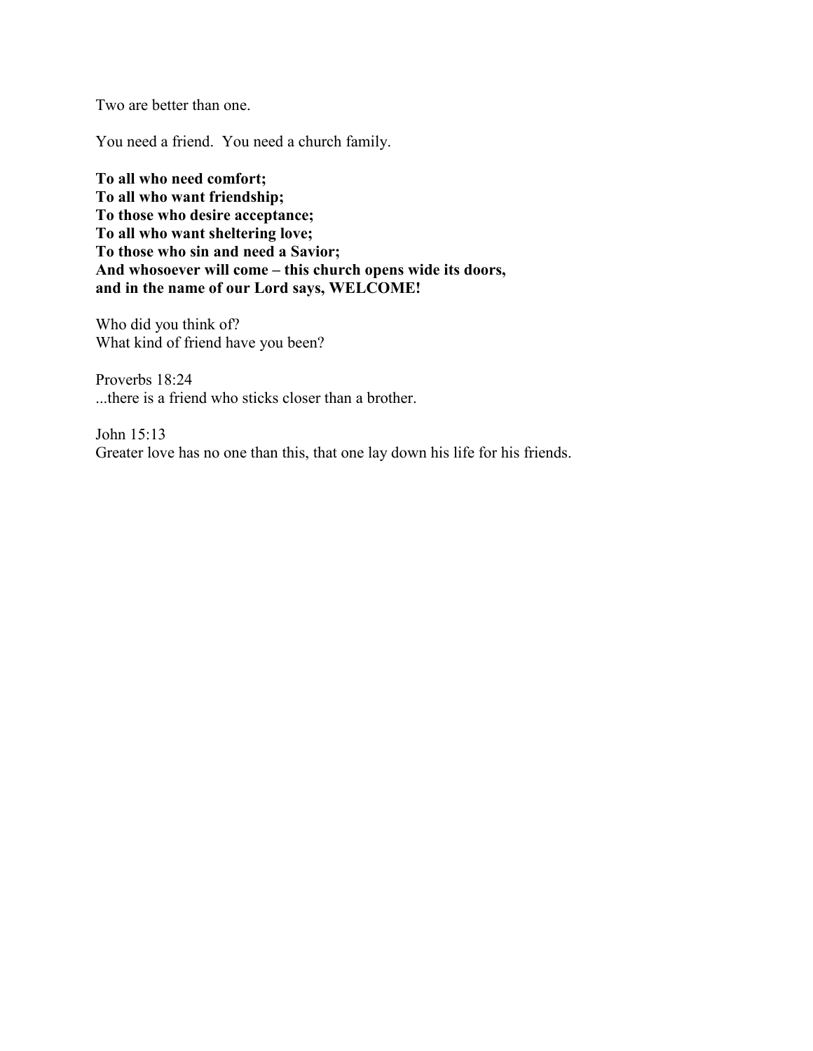Two are better than one.

You need a friend.  You need a church family.

**To all who need comfort;**
**To all who want friendship;**
**To those who desire acceptance;**
**To all who want sheltering love;**
**To those who sin and need a Savior;**
**And whosoever will come – this church opens wide its doors,**
**and in the name of our Lord says, WELCOME!**

Who did you think of?
What kind of friend have you been?

Proverbs 18:24
...there is a friend who sticks closer than a brother.

John 15:13
Greater love has no one than this, that one lay down his life for his friends.